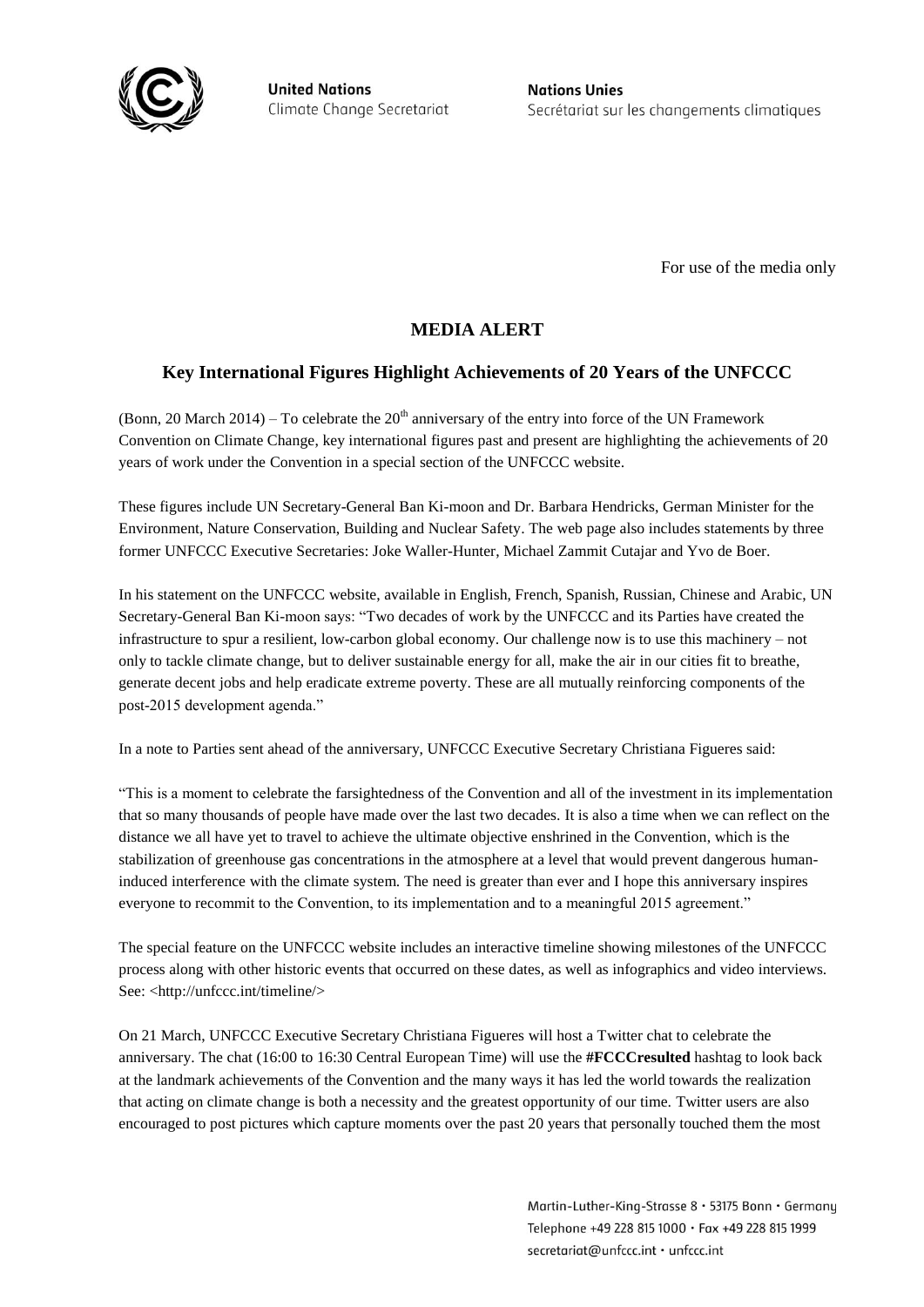**United Nations**
Climate Change Secretariat

**Nations Unies**
Secrétariat sur les changements climatiques

For use of the media only

# MEDIA ALERT

## Key International Figures Highlight Achievements of 20 Years of the UNFCCC

(Bonn, 20 March 2014) – To celebrate the 20th anniversary of the entry into force of the UN Framework Convention on Climate Change, key international figures past and present are highlighting the achievements of 20 years of work under the Convention in a special section of the UNFCCC website.

These figures include UN Secretary-General Ban Ki-moon and Dr. Barbara Hendricks, German Minister for the Environment, Nature Conservation, Building and Nuclear Safety. The web page also includes statements by three former UNFCCC Executive Secretaries: Joke Waller-Hunter, Michael Zammit Cutajar and Yvo de Boer.

In his statement on the UNFCCC website, available in English, French, Spanish, Russian, Chinese and Arabic, UN Secretary-General Ban Ki-moon says: "Two decades of work by the UNFCCC and its Parties have created the infrastructure to spur a resilient, low-carbon global economy. Our challenge now is to use this machinery – not only to tackle climate change, but to deliver sustainable energy for all, make the air in our cities fit to breathe, generate decent jobs and help eradicate extreme poverty. These are all mutually reinforcing components of the post-2015 development agenda."

In a note to Parties sent ahead of the anniversary, UNFCCC Executive Secretary Christiana Figueres said:

"This is a moment to celebrate the farsightedness of the Convention and all of the investment in its implementation that so many thousands of people have made over the last two decades. It is also a time when we can reflect on the distance we all have yet to travel to achieve the ultimate objective enshrined in the Convention, which is the stabilization of greenhouse gas concentrations in the atmosphere at a level that would prevent dangerous human-induced interference with the climate system. The need is greater than ever and I hope this anniversary inspires everyone to recommit to the Convention, to its implementation and to a meaningful 2015 agreement."

The special feature on the UNFCCC website includes an interactive timeline showing milestones of the UNFCCC process along with other historic events that occurred on these dates, as well as infographics and video interviews. See: <http://unfccc.int/timeline/>

On 21 March, UNFCCC Executive Secretary Christiana Figueres will host a Twitter chat to celebrate the anniversary. The chat (16:00 to 16:30 Central European Time) will use the **#FCCCresulted** hashtag to look back at the landmark achievements of the Convention and the many ways it has led the world towards the realization that acting on climate change is both a necessity and the greatest opportunity of our time. Twitter users are also encouraged to post pictures which capture moments over the past 20 years that personally touched them the most

Martin-Luther-King-Strasse 8 · 53175 Bonn · Germany
Telephone +49 228 815 1000 · Fax +49 228 815 1999
secretariat@unfccc.int · unfccc.int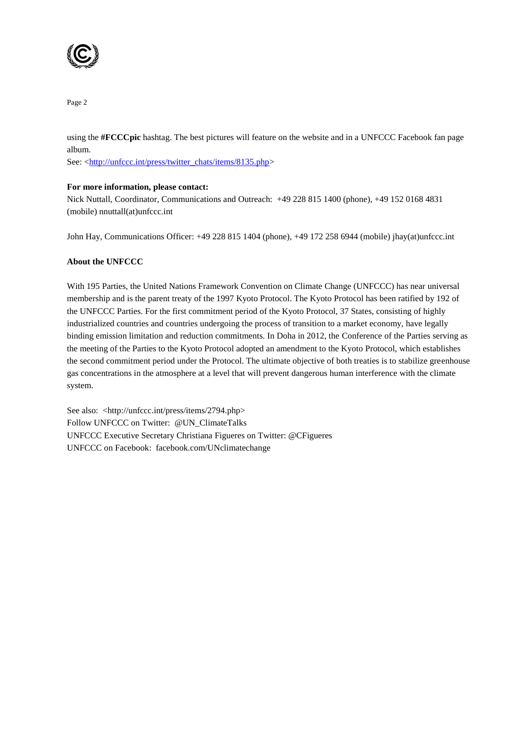using the **#FCCCpic** hashtag. The best pictures will feature on the website and in a UNFCCC Facebook fan page album.
See: <http://unfccc.int/press/twitter_chats/items/8135.php>

**For more information, please contact:**
Nick Nuttall, Coordinator, Communications and Outreach: +49 228 815 1400 (phone), +49 152 0168 4831 (mobile) nnuttall(at)unfccc.int

John Hay, Communications Officer: +49 228 815 1404 (phone), +49 172 258 6944 (mobile) jhay(at)unfccc.int

**About the UNFCCC**

With 195 Parties, the United Nations Framework Convention on Climate Change (UNFCCC) has near universal membership and is the parent treaty of the 1997 Kyoto Protocol. The Kyoto Protocol has been ratified by 192 of the UNFCCC Parties. For the first commitment period of the Kyoto Protocol, 37 States, consisting of highly industrialized countries and countries undergoing the process of transition to a market economy, have legally binding emission limitation and reduction commitments. In Doha in 2012, the Conference of the Parties serving as the meeting of the Parties to the Kyoto Protocol adopted an amendment to the Kyoto Protocol, which establishes the second commitment period under the Protocol. The ultimate objective of both treaties is to stabilize greenhouse gas concentrations in the atmosphere at a level that will prevent dangerous human interference with the climate system.

See also: <http://unfccc.int/press/items/2794.php>
Follow UNFCCC on Twitter: @UN_ClimateTalks
UNFCCC Executive Secretary Christiana Figueres on Twitter: @CFigueres
UNFCCC on Facebook: facebook.com/UNclimatechange